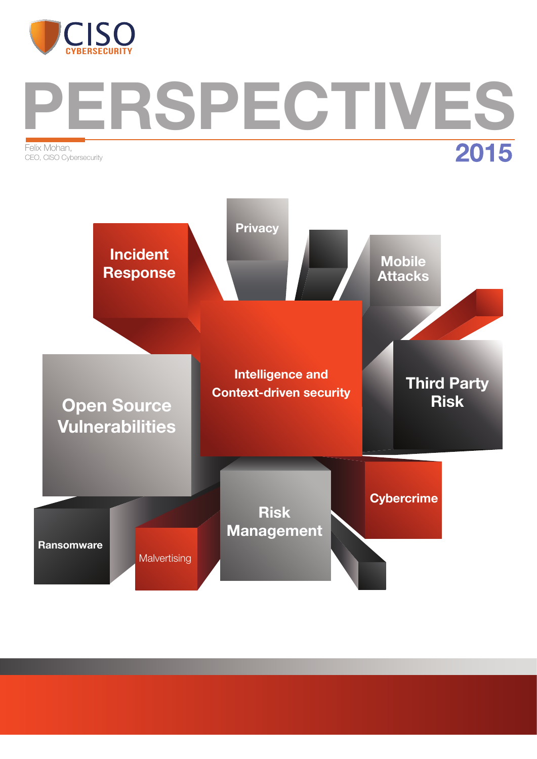CISO CYBERSECURITY

# PERSPECTIVES

Felix Mohan,
CEO, CISO Cybersecurity

2015

Incident Response

Privacy

Mobile Attacks

Intelligence and Context-driven security

Third Party Risk

Open Source Vulnerabilities

Cybercrime

Risk Management

Ransomware

Malvertising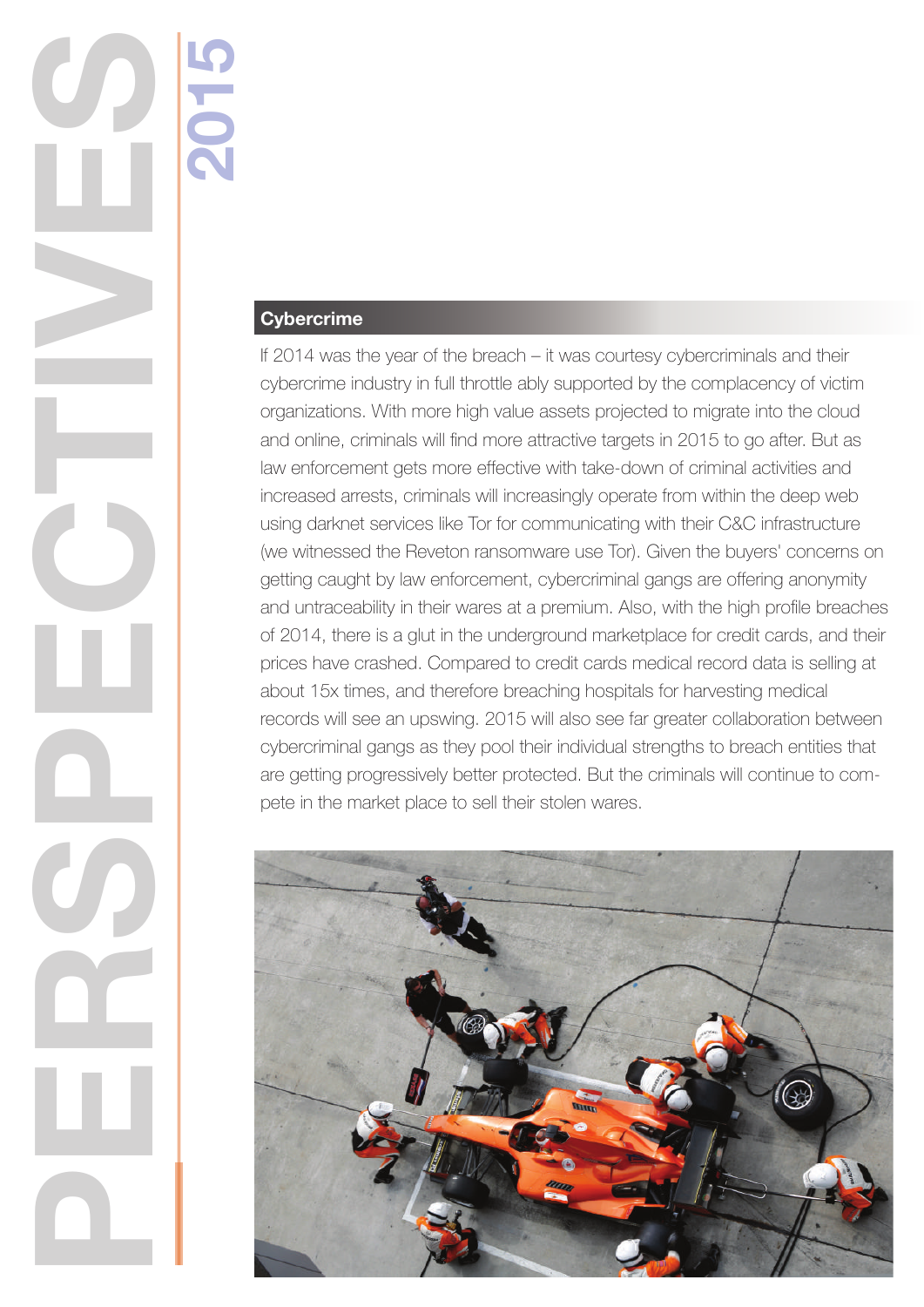## Cybercrime

If 2014 was the year of the breach – it was courtesy cybercriminals and their cybercrime industry in full throttle ably supported by the complacency of victim organizations. With more high value assets projected to migrate into the cloud and online, criminals will find more attractive targets in 2015 to go after. But as law enforcement gets more effective with take-down of criminal activities and increased arrests, criminals will increasingly operate from within the deep web using darknet services like Tor for communicating with their C&C infrastructure (we witnessed the Reveton ransomware use Tor). Given the buyers' concerns on getting caught by law enforcement, cybercriminal gangs are offering anonymity and untraceability in their wares at a premium. Also, with the high profile breaches of 2014, there is a glut in the underground marketplace for credit cards, and their prices have crashed. Compared to credit cards medical record data is selling at about 15x times, and therefore breaching hospitals for harvesting medical records will see an upswing. 2015 will also see far greater collaboration between cybercriminal gangs as they pool their individual strengths to breach entities that are getting progressively better protected. But the criminals will continue to compete in the market place to sell their stolen wares.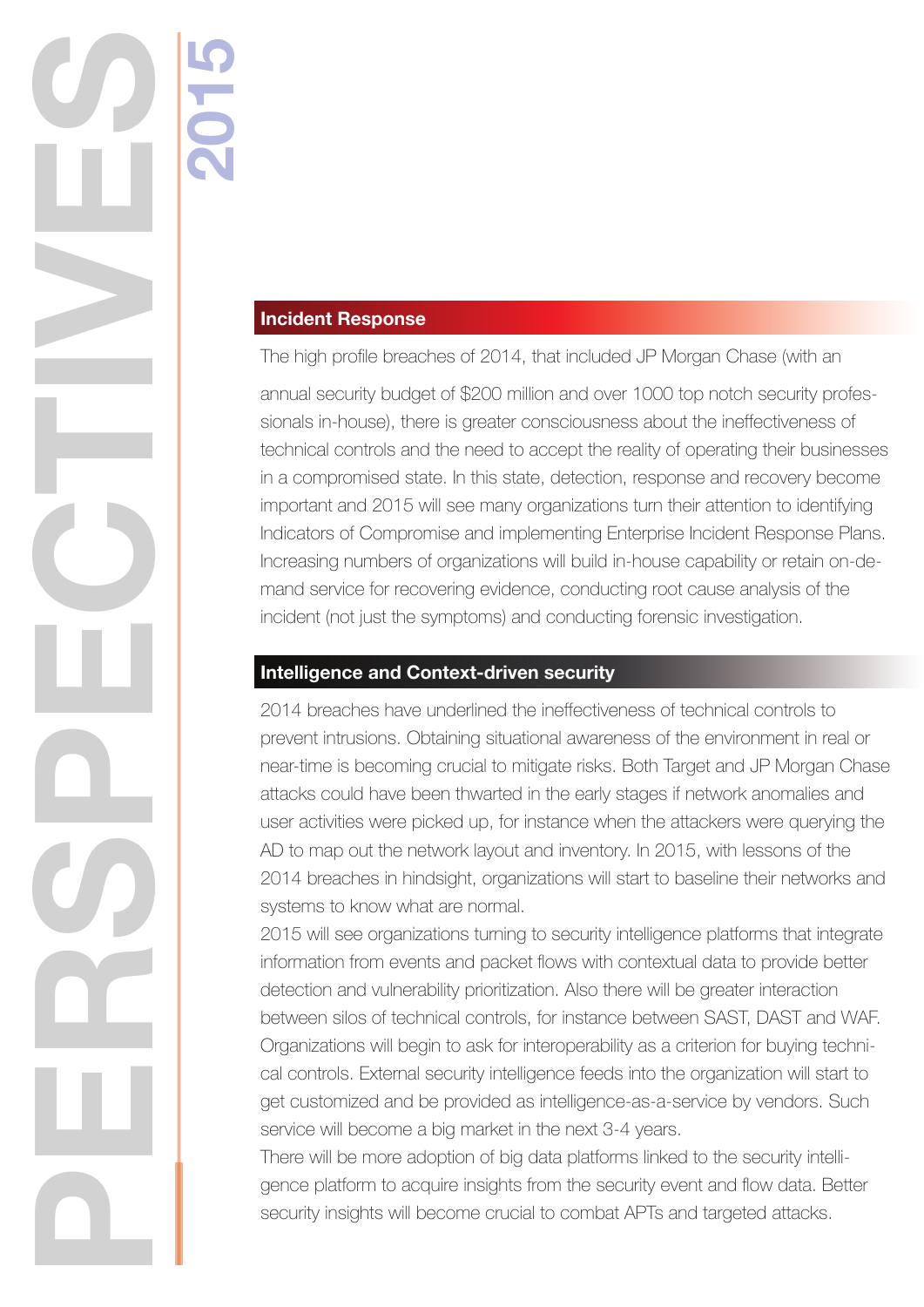## Incident Response

The high profile breaches of 2014, that included JP Morgan Chase (with an annual security budget of $200 million and over 1000 top notch security professionals in-house), there is greater consciousness about the ineffectiveness of technical controls and the need to accept the reality of operating their businesses in a compromised state. In this state, detection, response and recovery become important and 2015 will see many organizations turn their attention to identifying Indicators of Compromise and implementing Enterprise Incident Response Plans. Increasing numbers of organizations will build in-house capability or retain on-demand service for recovering evidence, conducting root cause analysis of the incident (not just the symptoms) and conducting forensic investigation.

## Intelligence and Context-driven security

2014 breaches have underlined the ineffectiveness of technical controls to prevent intrusions. Obtaining situational awareness of the environment in real or near-time is becoming crucial to mitigate risks. Both Target and JP Morgan Chase attacks could have been thwarted in the early stages if network anomalies and user activities were picked up, for instance when the attackers were querying the AD to map out the network layout and inventory. In 2015, with lessons of the 2014 breaches in hindsight, organizations will start to baseline their networks and systems to know what are normal.

2015 will see organizations turning to security intelligence platforms that integrate information from events and packet flows with contextual data to provide better detection and vulnerability prioritization. Also there will be greater interaction between silos of technical controls, for instance between SAST, DAST and WAF. Organizations will begin to ask for interoperability as a criterion for buying technical controls. External security intelligence feeds into the organization will start to get customized and be provided as intelligence-as-a-service by vendors. Such service will become a big market in the next 3-4 years.

There will be more adoption of big data platforms linked to the security intelligence platform to acquire insights from the security event and flow data. Better security insights will become crucial to combat APTs and targeted attacks.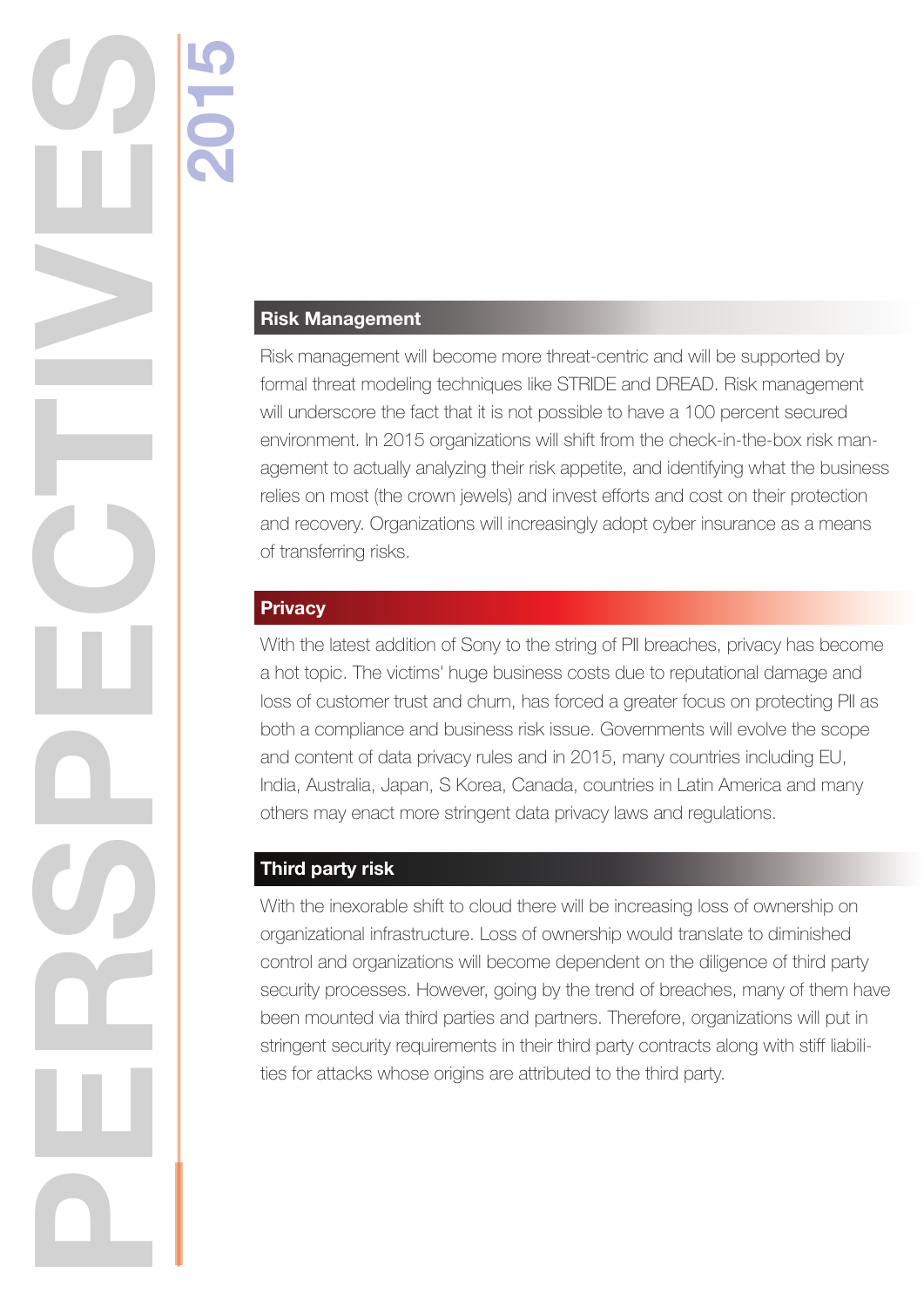## Risk Management

Risk management will become more threat-centric and will be supported by formal threat modeling techniques like STRIDE and DREAD. Risk management will underscore the fact that it is not possible to have a 100 percent secured environment. In 2015 organizations will shift from the check-in-the-box risk management to actually analyzing their risk appetite, and identifying what the business relies on most (the crown jewels) and invest efforts and cost on their protection and recovery. Organizations will increasingly adopt cyber insurance as a means of transferring risks.

## Privacy

With the latest addition of Sony to the string of PII breaches, privacy has become a hot topic. The victims' huge business costs due to reputational damage and loss of customer trust and churn, has forced a greater focus on protecting PII as both a compliance and business risk issue. Governments will evolve the scope and content of data privacy rules and in 2015, many countries including EU, India, Australia, Japan, S Korea, Canada, countries in Latin America and many others may enact more stringent data privacy laws and regulations.

## Third party risk

With the inexorable shift to cloud there will be increasing loss of ownership on organizational infrastructure. Loss of ownership would translate to diminished control and organizations will become dependent on the diligence of third party security processes. However, going by the trend of breaches, many of them have been mounted via third parties and partners. Therefore, organizations will put in stringent security requirements in their third party contracts along with stiff liabilities for attacks whose origins are attributed to the third party.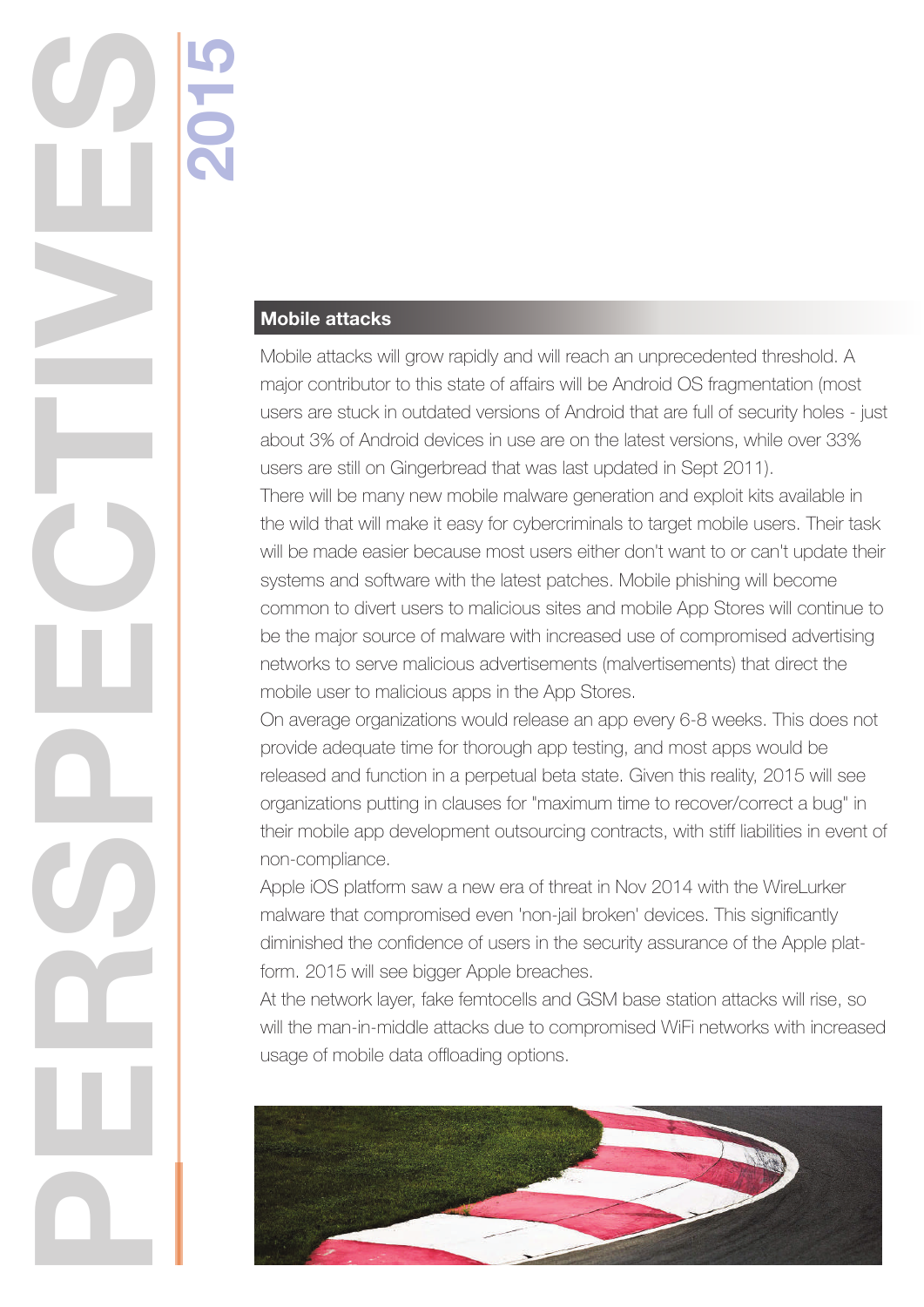## Mobile attacks

Mobile attacks will grow rapidly and will reach an unprecedented threshold. A major contributor to this state of affairs will be Android OS fragmentation (most users are stuck in outdated versions of Android that are full of security holes - just about 3% of Android devices in use are on the latest versions, while over 33% users are still on Gingerbread that was last updated in Sept 2011).

There will be many new mobile malware generation and exploit kits available in the wild that will make it easy for cybercriminals to target mobile users. Their task will be made easier because most users either don't want to or can't update their systems and software with the latest patches. Mobile phishing will become common to divert users to malicious sites and mobile App Stores will continue to be the major source of malware with increased use of compromised advertising networks to serve malicious advertisements (malvertisements) that direct the mobile user to malicious apps in the App Stores.

On average organizations would release an app every 6-8 weeks. This does not provide adequate time for thorough app testing, and most apps would be released and function in a perpetual beta state. Given this reality, 2015 will see organizations putting in clauses for "maximum time to recover/correct a bug" in their mobile app development outsourcing contracts, with stiff liabilities in event of non-compliance.

Apple iOS platform saw a new era of threat in Nov 2014 with the WireLurker malware that compromised even 'non-jail broken' devices. This significantly diminished the confidence of users in the security assurance of the Apple platform. 2015 will see bigger Apple breaches.

At the network layer, fake femtocells and GSM base station attacks will rise, so will the man-in-middle attacks due to compromised WiFi networks with increased usage of mobile data offloading options.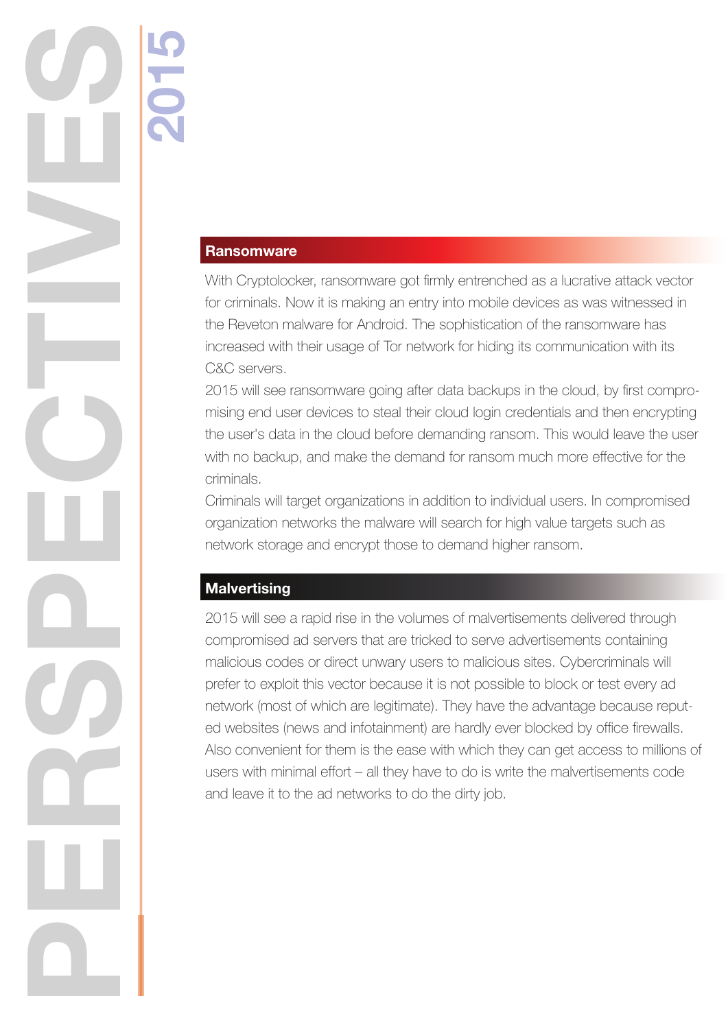## Ransomware

With Cryptolocker, ransomware got firmly entrenched as a lucrative attack vector for criminals. Now it is making an entry into mobile devices as was witnessed in the Reveton malware for Android. The sophistication of the ransomware has increased with their usage of Tor network for hiding its communication with its C&C servers.

2015 will see ransomware going after data backups in the cloud, by first compromising end user devices to steal their cloud login credentials and then encrypting the user's data in the cloud before demanding ransom. This would leave the user with no backup, and make the demand for ransom much more effective for the criminals.

Criminals will target organizations in addition to individual users. In compromised organization networks the malware will search for high value targets such as network storage and encrypt those to demand higher ransom.

## Malvertising

2015 will see a rapid rise in the volumes of malvertisements delivered through compromised ad servers that are tricked to serve advertisements containing malicious codes or direct unwary users to malicious sites. Cybercriminals will prefer to exploit this vector because it is not possible to block or test every ad network (most of which are legitimate). They have the advantage because reputed websites (news and infotainment) are hardly ever blocked by office firewalls. Also convenient for them is the ease with which they can get access to millions of users with minimal effort – all they have to do is write the malvertisements code and leave it to the ad networks to do the dirty job.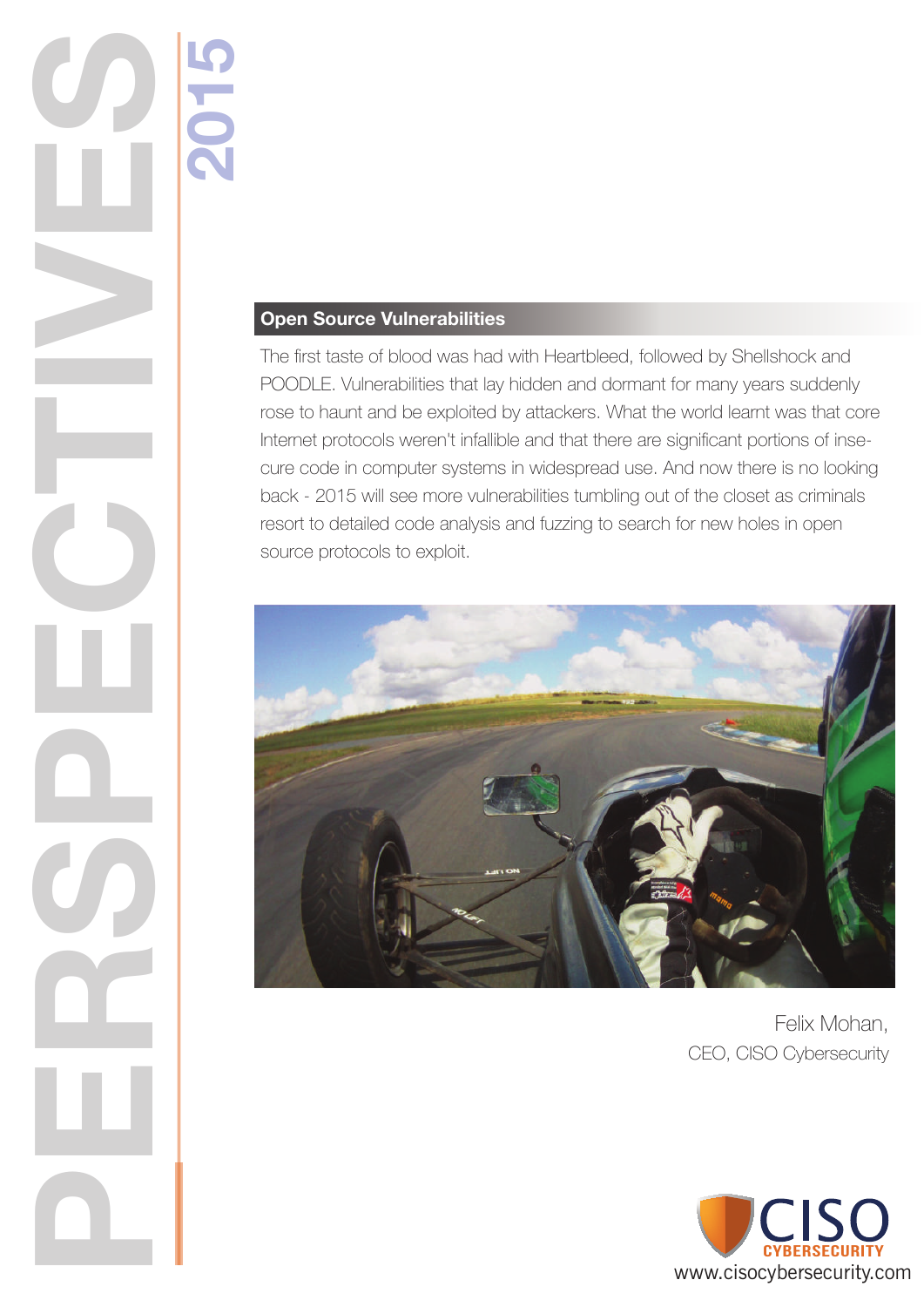# PERSPECTIVES 2015

## Open Source Vulnerabilities

The first taste of blood was had with Heartbleed, followed by Shellshock and POODLE. Vulnerabilities that lay hidden and dormant for many years suddenly rose to haunt and be exploited by attackers. What the world learnt was that core Internet protocols weren't infallible and that there are significant portions of insecure code in computer systems in widespread use. And now there is no looking back - 2015 will see more vulnerabilities tumbling out of the closet as criminals resort to detailed code analysis and fuzzing to search for new holes in open source protocols to exploit.

Felix Mohan,
CEO, CISO Cybersecurity

CISO CYBERSECURITY
www.cisocybersecurity.com